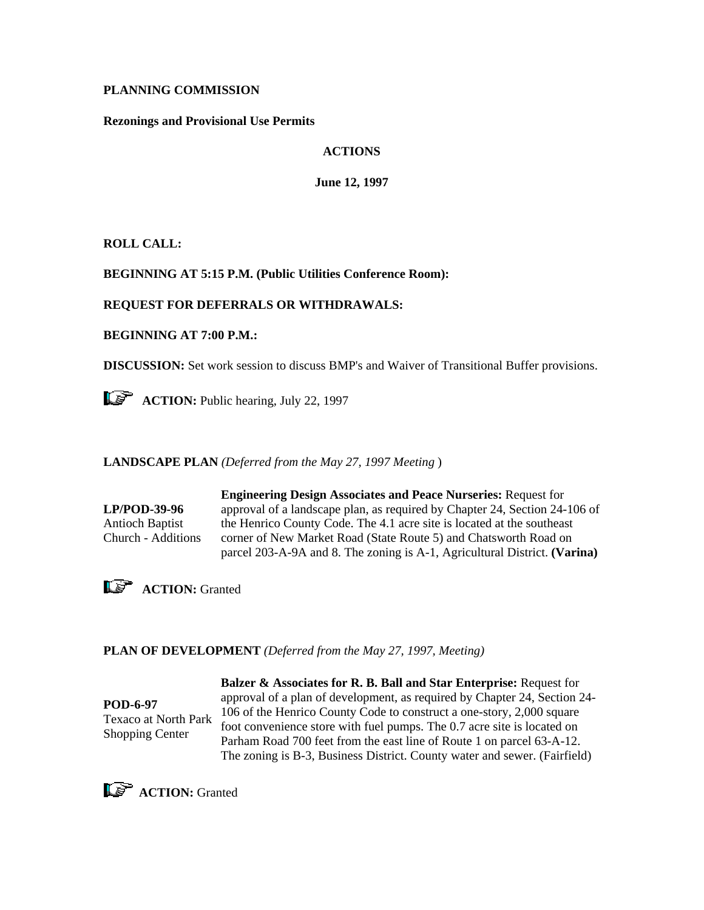**PLANNING COMMISSION**

**Rezonings and Provisional Use Permits**

**ACTIONS**

**June 12, 1997**

**ROLL CALL:**

**BEGINNING AT 5:15 P.M. (Public Utilities Conference Room):**

**REQUEST FOR DEFERRALS OR WITHDRAWALS:**

**BEGINNING AT 7:00 P.M.:**

**DISCUSSION:** Set work session to discuss BMP's and Waiver of Transitional Buffer provisions.

**ACTION:** Public hearing, July 22, 1997

**LANDSCAPE PLAN** *(Deferred from the May 27, 1997 Meeting* )

| | |
|---|---|
| **LP/POD-39-96**<br>Antioch Baptist Church - Additions | **Engineering Design Associates and Peace Nurseries:** Request for approval of a landscape plan, as required by Chapter 24, Section 24-106 of the Henrico County Code. The 4.1 acre site is located at the southeast corner of New Market Road (State Route 5) and Chatsworth Road on parcel 203-A-9A and 8. The zoning is A-1, Agricultural District. **(Varina)** |

**ACTION:** Granted

**PLAN OF DEVELOPMENT** *(Deferred from the May 27, 1997, Meeting)*

| | |
|---|---|
| **POD-6-97**<br>Texaco at North Park Shopping Center | **Balzer & Associates for R. B. Ball and Star Enterprise:** Request for approval of a plan of development, as required by Chapter 24, Section 24-106 of the Henrico County Code to construct a one-story, 2,000 square foot convenience store with fuel pumps. The 0.7 acre site is located on Parham Road 700 feet from the east line of Route 1 on parcel 63-A-12. The zoning is B-3, Business District. County water and sewer. (Fairfield) |

**ACTION:** Granted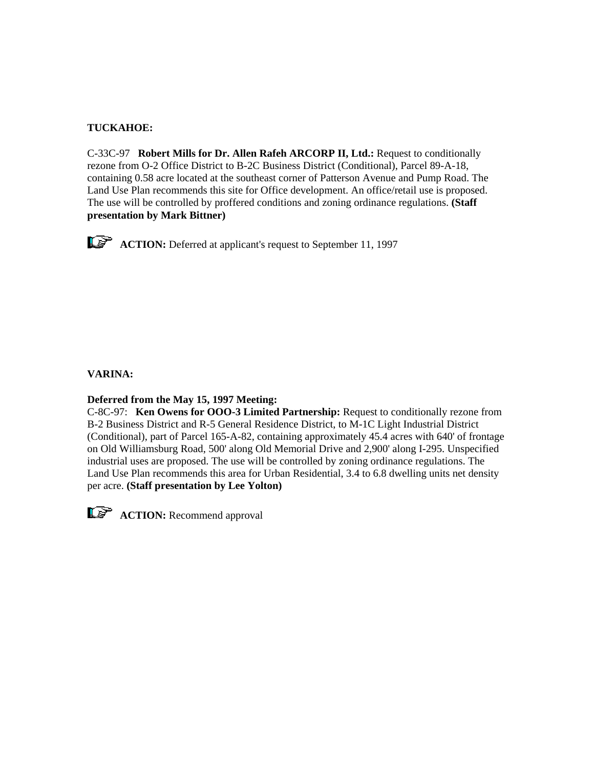**TUCKAHOE:**

C-33C-97 **Robert Mills for Dr. Allen Rafeh ARCORP II, Ltd.:** Request to conditionally rezone from O-2 Office District to B-2C Business District (Conditional), Parcel 89-A-18, containing 0.58 acre located at the southeast corner of Patterson Avenue and Pump Road. The Land Use Plan recommends this site for Office development. An office/retail use is proposed. The use will be controlled by proffered conditions and zoning ordinance regulations. **(Staff presentation by Mark Bittner)**

**ACTION:** Deferred at applicant's request to September 11, 1997

**VARINA:**

**Deferred from the May 15, 1997 Meeting:**

C-8C-97: **Ken Owens for OOO-3 Limited Partnership:** Request to conditionally rezone from B-2 Business District and R-5 General Residence District, to M-1C Light Industrial District (Conditional), part of Parcel 165-A-82, containing approximately 45.4 acres with 640' of frontage on Old Williamsburg Road, 500' along Old Memorial Drive and 2,900' along I-295. Unspecified industrial uses are proposed. The use will be controlled by zoning ordinance regulations. The Land Use Plan recommends this area for Urban Residential, 3.4 to 6.8 dwelling units net density per acre. **(Staff presentation by Lee Yolton)**

**ACTION:** Recommend approval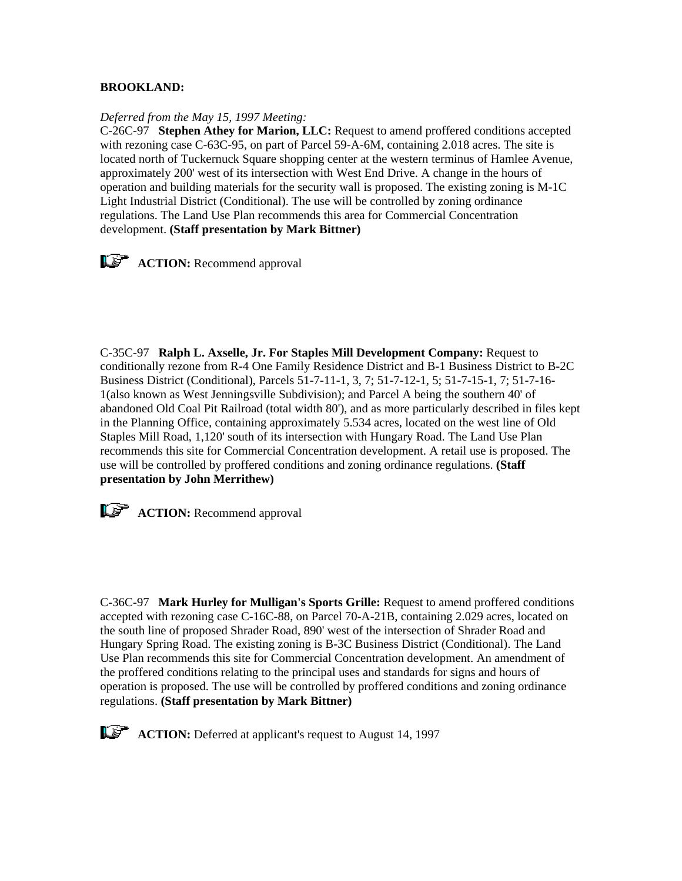**BROOKLAND:**

*Deferred from the May 15, 1997 Meeting:*

C-26C-97 **Stephen Athey for Marion, LLC:** Request to amend proffered conditions accepted with rezoning case C-63C-95, on part of Parcel 59-A-6M, containing 2.018 acres. The site is located north of Tuckernuck Square shopping center at the western terminus of Hamlee Avenue, approximately 200' west of its intersection with West End Drive. A change in the hours of operation and building materials for the security wall is proposed. The existing zoning is M-1C Light Industrial District (Conditional). The use will be controlled by zoning ordinance regulations. The Land Use Plan recommends this area for Commercial Concentration development. **(Staff presentation by Mark Bittner)**

**ACTION:** Recommend approval

C-35C-97 **Ralph L. Axselle, Jr. For Staples Mill Development Company:** Request to conditionally rezone from R-4 One Family Residence District and B-1 Business District to B-2C Business District (Conditional), Parcels 51-7-11-1, 3, 7; 51-7-12-1, 5; 51-7-15-1, 7; 51-7-16-1(also known as West Jenningsville Subdivision); and Parcel A being the southern 40' of abandoned Old Coal Pit Railroad (total width 80'), and as more particularly described in files kept in the Planning Office, containing approximately 5.534 acres, located on the west line of Old Staples Mill Road, 1,120' south of its intersection with Hungary Road. The Land Use Plan recommends this site for Commercial Concentration development. A retail use is proposed. The use will be controlled by proffered conditions and zoning ordinance regulations. **(Staff presentation by John Merrithew)**

**ACTION:** Recommend approval

C-36C-97 **Mark Hurley for Mulligan's Sports Grille:** Request to amend proffered conditions accepted with rezoning case C-16C-88, on Parcel 70-A-21B, containing 2.029 acres, located on the south line of proposed Shrader Road, 890' west of the intersection of Shrader Road and Hungary Spring Road. The existing zoning is B-3C Business District (Conditional). The Land Use Plan recommends this site for Commercial Concentration development. An amendment of the proffered conditions relating to the principal uses and standards for signs and hours of operation is proposed. The use will be controlled by proffered conditions and zoning ordinance regulations. **(Staff presentation by Mark Bittner)**

**ACTION:** Deferred at applicant's request to August 14, 1997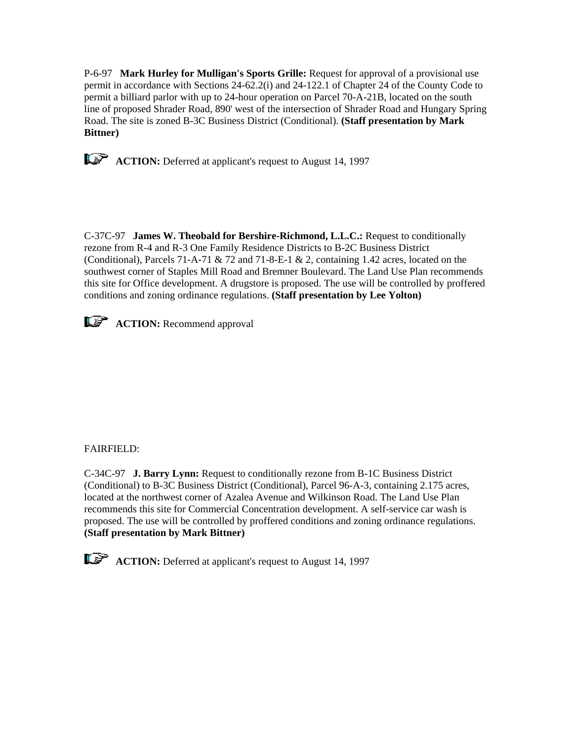P-6-97 **Mark Hurley for Mulligan's Sports Grille:** Request for approval of a provisional use permit in accordance with Sections 24-62.2(i) and 24-122.1 of Chapter 24 of the County Code to permit a billiard parlor with up to 24-hour operation on Parcel 70-A-21B, located on the south line of proposed Shrader Road, 890' west of the intersection of Shrader Road and Hungary Spring Road. The site is zoned B-3C Business District (Conditional). **(Staff presentation by Mark Bittner)**

☞ **ACTION:** Deferred at applicant's request to August 14, 1997

C-37C-97 **James W. Theobald for Bershire-Richmond, L.L.C.:** Request to conditionally rezone from R-4 and R-3 One Family Residence Districts to B-2C Business District (Conditional), Parcels 71-A-71 & 72 and 71-8-E-1 & 2, containing 1.42 acres, located on the southwest corner of Staples Mill Road and Bremner Boulevard. The Land Use Plan recommends this site for Office development. A drugstore is proposed. The use will be controlled by proffered conditions and zoning ordinance regulations. **(Staff presentation by Lee Yolton)**

☞ **ACTION:** Recommend approval

FAIRFIELD:

C-34C-97 **J. Barry Lynn:** Request to conditionally rezone from B-1C Business District (Conditional) to B-3C Business District (Conditional), Parcel 96-A-3, containing 2.175 acres, located at the northwest corner of Azalea Avenue and Wilkinson Road. The Land Use Plan recommends this site for Commercial Concentration development. A self-service car wash is proposed. The use will be controlled by proffered conditions and zoning ordinance regulations. **(Staff presentation by Mark Bittner)**

☞ **ACTION:** Deferred at applicant's request to August 14, 1997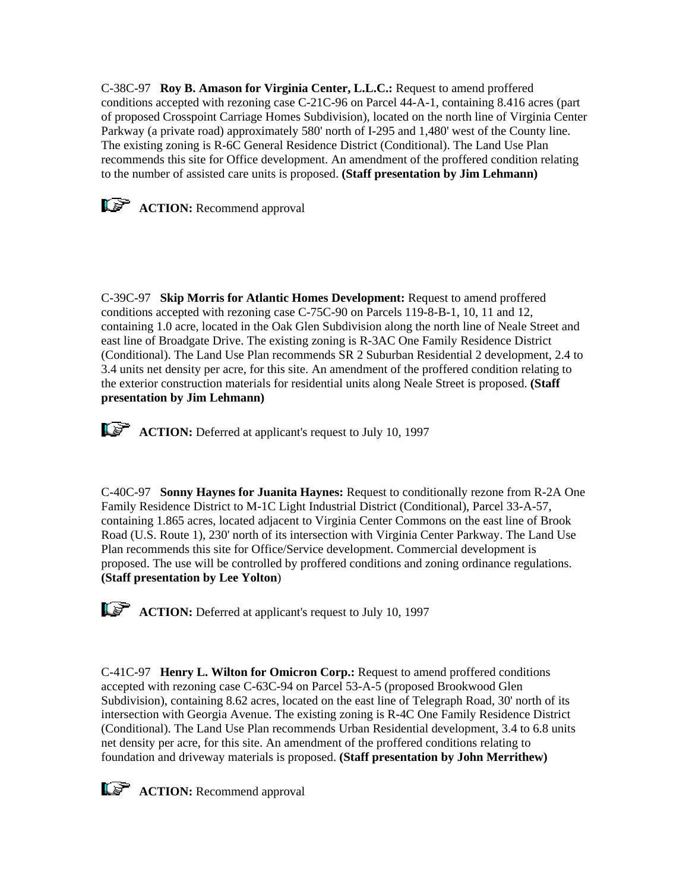C-38C-97 **Roy B. Amason for Virginia Center, L.L.C.:** Request to amend proffered conditions accepted with rezoning case C-21C-96 on Parcel 44-A-1, containing 8.416 acres (part of proposed Crosspoint Carriage Homes Subdivision), located on the north line of Virginia Center Parkway (a private road) approximately 580' north of I-295 and 1,480' west of the County line. The existing zoning is R-6C General Residence District (Conditional). The Land Use Plan recommends this site for Office development. An amendment of the proffered condition relating to the number of assisted care units is proposed. **(Staff presentation by Jim Lehmann)**

**ACTION:** Recommend approval

C-39C-97 **Skip Morris for Atlantic Homes Development:** Request to amend proffered conditions accepted with rezoning case C-75C-90 on Parcels 119-8-B-1, 10, 11 and 12, containing 1.0 acre, located in the Oak Glen Subdivision along the north line of Neale Street and east line of Broadgate Drive. The existing zoning is R-3AC One Family Residence District (Conditional). The Land Use Plan recommends SR 2 Suburban Residential 2 development, 2.4 to 3.4 units net density per acre, for this site. An amendment of the proffered condition relating to the exterior construction materials for residential units along Neale Street is proposed. **(Staff presentation by Jim Lehmann)**

**ACTION:** Deferred at applicant's request to July 10, 1997

C-40C-97 **Sonny Haynes for Juanita Haynes:** Request to conditionally rezone from R-2A One Family Residence District to M-1C Light Industrial District (Conditional), Parcel 33-A-57, containing 1.865 acres, located adjacent to Virginia Center Commons on the east line of Brook Road (U.S. Route 1), 230' north of its intersection with Virginia Center Parkway. The Land Use Plan recommends this site for Office/Service development. Commercial development is proposed. The use will be controlled by proffered conditions and zoning ordinance regulations. **(Staff presentation by Lee Yolton**)

**ACTION:** Deferred at applicant's request to July 10, 1997

C-41C-97 **Henry L. Wilton for Omicron Corp.:** Request to amend proffered conditions accepted with rezoning case C-63C-94 on Parcel 53-A-5 (proposed Brookwood Glen Subdivision), containing 8.62 acres, located on the east line of Telegraph Road, 30' north of its intersection with Georgia Avenue. The existing zoning is R-4C One Family Residence District (Conditional). The Land Use Plan recommends Urban Residential development, 3.4 to 6.8 units net density per acre, for this site. An amendment of the proffered conditions relating to foundation and driveway materials is proposed. **(Staff presentation by John Merrithew)**

**ACTION:** Recommend approval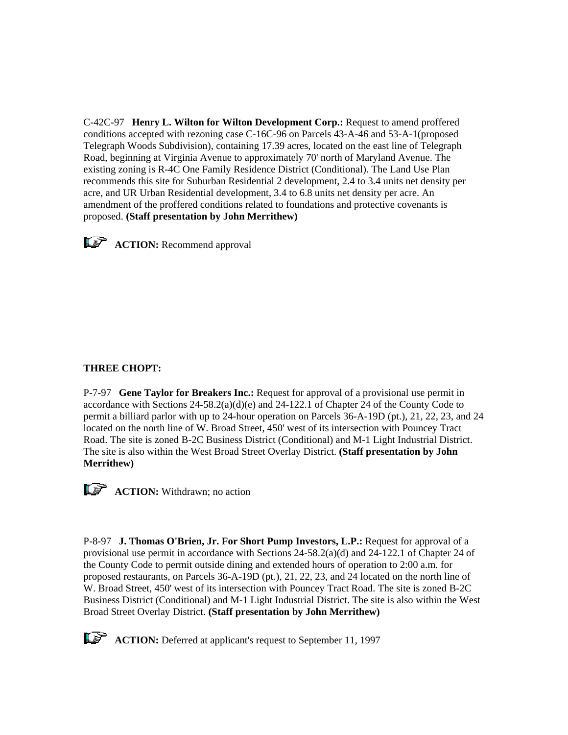C-42C-97 **Henry L. Wilton for Wilton Development Corp.:** Request to amend proffered conditions accepted with rezoning case C-16C-96 on Parcels 43-A-46 and 53-A-1(proposed Telegraph Woods Subdivision), containing 17.39 acres, located on the east line of Telegraph Road, beginning at Virginia Avenue to approximately 70' north of Maryland Avenue. The existing zoning is R-4C One Family Residence District (Conditional). The Land Use Plan recommends this site for Suburban Residential 2 development, 2.4 to 3.4 units net density per acre, and UR Urban Residential development, 3.4 to 6.8 units net density per acre. An amendment of the proffered conditions related to foundations and protective covenants is proposed. **(Staff presentation by John Merrithew)**

☞ **ACTION:** Recommend approval

**THREE CHOPT:**

P-7-97 **Gene Taylor for Breakers Inc.:** Request for approval of a provisional use permit in accordance with Sections 24-58.2(a)(d)(e) and 24-122.1 of Chapter 24 of the County Code to permit a billiard parlor with up to 24-hour operation on Parcels 36-A-19D (pt.), 21, 22, 23, and 24 located on the north line of W. Broad Street, 450' west of its intersection with Pouncey Tract Road. The site is zoned B-2C Business District (Conditional) and M-1 Light Industrial District. The site is also within the West Broad Street Overlay District. **(Staff presentation by John Merrithew)**

☞ **ACTION:** Withdrawn; no action

P-8-97 **J. Thomas O'Brien, Jr. For Short Pump Investors, L.P.:** Request for approval of a provisional use permit in accordance with Sections 24-58.2(a)(d) and 24-122.1 of Chapter 24 of the County Code to permit outside dining and extended hours of operation to 2:00 a.m. for proposed restaurants, on Parcels 36-A-19D (pt.), 21, 22, 23, and 24 located on the north line of W. Broad Street, 450' west of its intersection with Pouncey Tract Road. The site is zoned B-2C Business District (Conditional) and M-1 Light Industrial District. The site is also within the West Broad Street Overlay District. **(Staff presentation by John Merrithew)**

☞ **ACTION:** Deferred at applicant's request to September 11, 1997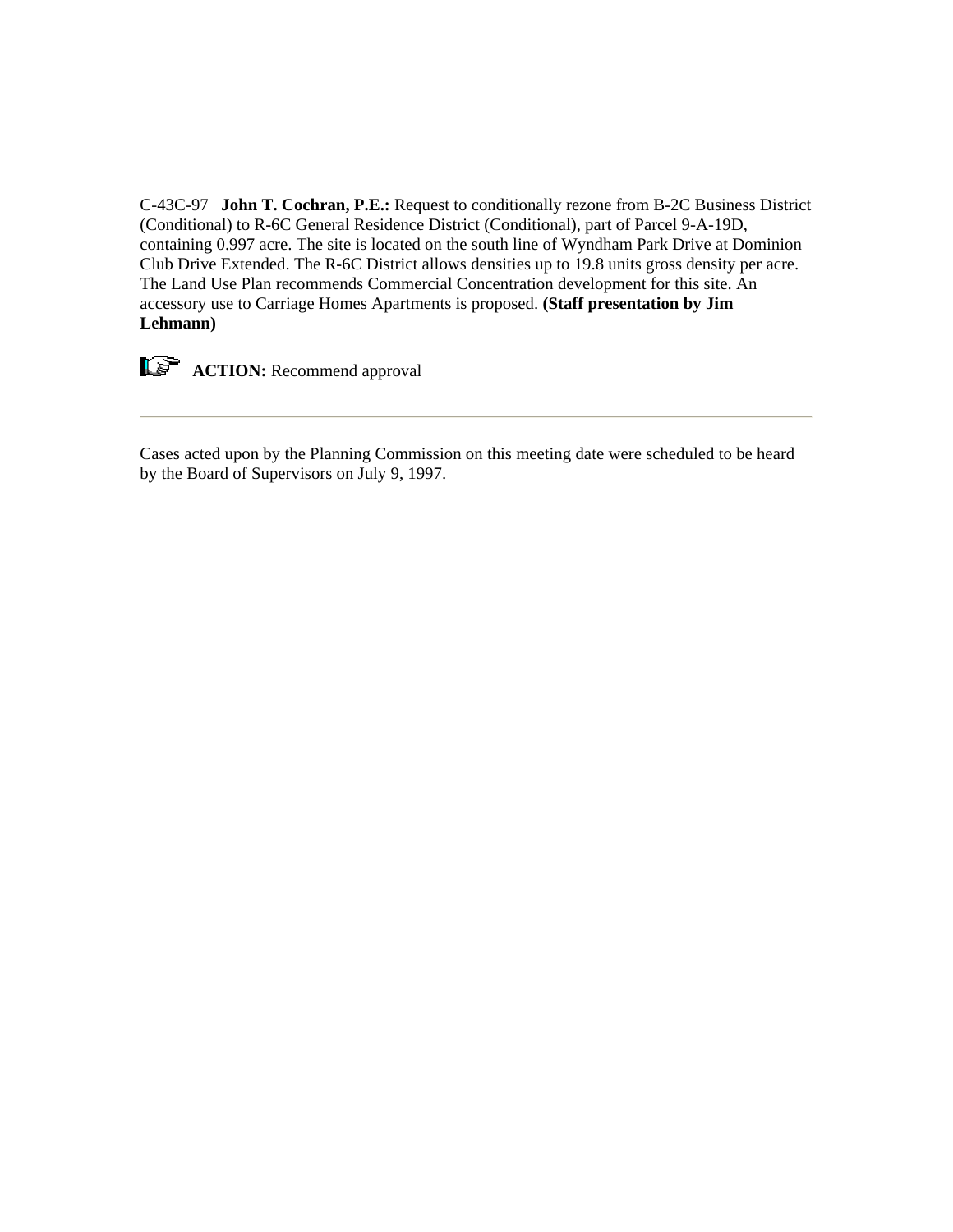C-43C-97 **John T. Cochran, P.E.:** Request to conditionally rezone from B-2C Business District (Conditional) to R-6C General Residence District (Conditional), part of Parcel 9-A-19D, containing 0.997 acre. The site is located on the south line of Wyndham Park Drive at Dominion Club Drive Extended. The R-6C District allows densities up to 19.8 units gross density per acre. The Land Use Plan recommends Commercial Concentration development for this site. An accessory use to Carriage Homes Apartments is proposed. **(Staff presentation by Jim Lehmann)**

**ACTION:** Recommend approval

---

Cases acted upon by the Planning Commission on this meeting date were scheduled to be heard by the Board of Supervisors on July 9, 1997.